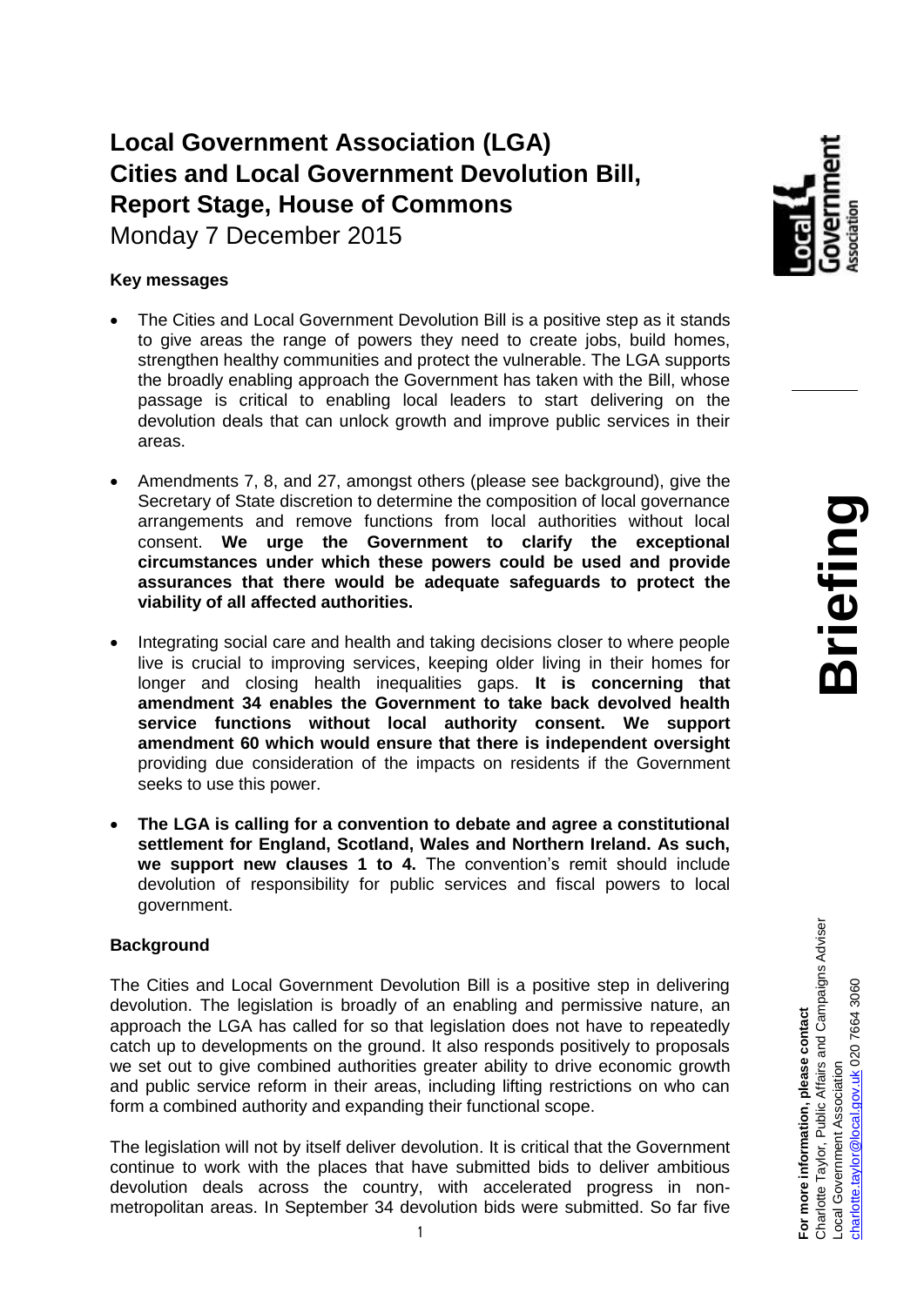# Local Government Association (LGA) Cities and Local Government Devolution Bill, Report Stage, House of Commons

Monday 7 December 2015

**Briefing**

**For more information, please contact**
Charlotte Taylor, Public Affairs and Campaigns Adviser
Local Government Association
charlotte.taylor@local.gov.uk 020 7664 3060

### Key messages

- The Cities and Local Government Devolution Bill is a positive step as it stands to give areas the range of powers they need to create jobs, build homes, strengthen healthy communities and protect the vulnerable. The LGA supports the broadly enabling approach the Government has taken with the Bill, whose passage is critical to enabling local leaders to start delivering on the devolution deals that can unlock growth and improve public services in their areas.

- Amendments 7, 8, and 27, amongst others (please see background), give the Secretary of State discretion to determine the composition of local governance arrangements and remove functions from local authorities without local consent. **We urge the Government to clarify the exceptional circumstances under which these powers could be used and provide assurances that there would be adequate safeguards to protect the viability of all affected authorities.**

- Integrating social care and health and taking decisions closer to where people live is crucial to improving services, keeping older living in their homes for longer and closing health inequalities gaps. **It is concerning that amendment 34 enables the Government to take back devolved health service functions without local authority consent. We support amendment 60 which would ensure that there is independent oversight** providing due consideration of the impacts on residents if the Government seeks to use this power.

- **The LGA is calling for a convention to debate and agree a constitutional settlement for England, Scotland, Wales and Northern Ireland. As such, we support new clauses 1 to 4.** The convention's remit should include devolution of responsibility for public services and fiscal powers to local government.

### Background

The Cities and Local Government Devolution Bill is a positive step in delivering devolution. The legislation is broadly of an enabling and permissive nature, an approach the LGA has called for so that legislation does not have to repeatedly catch up to developments on the ground. It also responds positively to proposals we set out to give combined authorities greater ability to drive economic growth and public service reform in their areas, including lifting restrictions on who can form a combined authority and expanding their functional scope.

The legislation will not by itself deliver devolution. It is critical that the Government continue to work with the places that have submitted bids to deliver ambitious devolution deals across the country, with accelerated progress in non-metropolitan areas. In September 34 devolution bids were submitted. So far five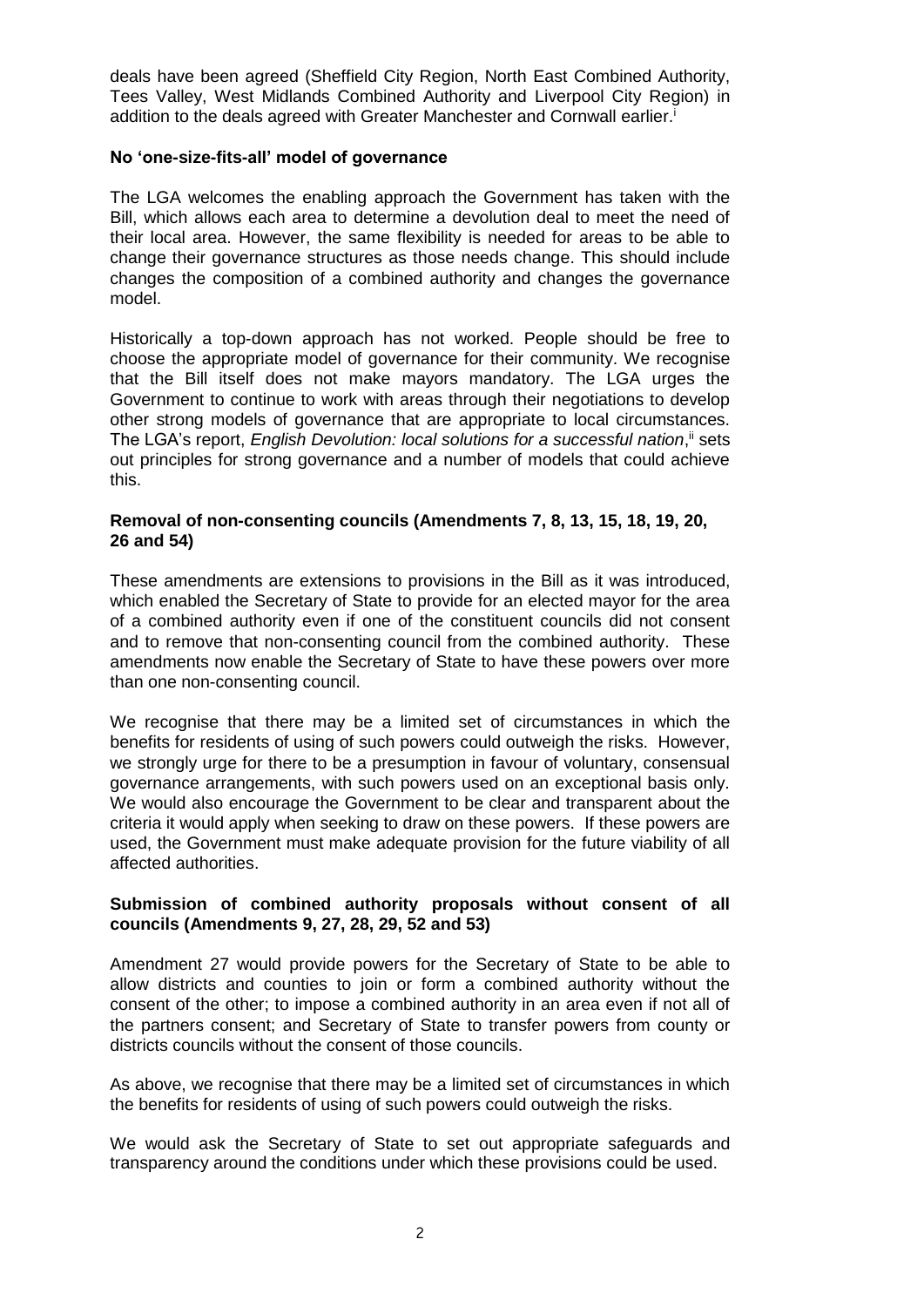deals have been agreed (Sheffield City Region, North East Combined Authority, Tees Valley, West Midlands Combined Authority and Liverpool City Region) in addition to the deals agreed with Greater Manchester and Cornwall earlier.[i]

**No 'one-size-fits-all' model of governance**

The LGA welcomes the enabling approach the Government has taken with the Bill, which allows each area to determine a devolution deal to meet the need of their local area. However, the same flexibility is needed for areas to be able to change their governance structures as those needs change. This should include changes the composition of a combined authority and changes the governance model.

Historically a top-down approach has not worked. People should be free to choose the appropriate model of governance for their community. We recognise that the Bill itself does not make mayors mandatory. The LGA urges the Government to continue to work with areas through their negotiations to develop other strong models of governance that are appropriate to local circumstances. The LGA's report, *English Devolution: local solutions for a successful nation*,[ii] sets out principles for strong governance and a number of models that could achieve this.

**Removal of non-consenting councils (Amendments 7, 8, 13, 15, 18, 19, 20, 26 and 54)**

These amendments are extensions to provisions in the Bill as it was introduced, which enabled the Secretary of State to provide for an elected mayor for the area of a combined authority even if one of the constituent councils did not consent and to remove that non-consenting council from the combined authority. These amendments now enable the Secretary of State to have these powers over more than one non-consenting council.

We recognise that there may be a limited set of circumstances in which the benefits for residents of using of such powers could outweigh the risks. However, we strongly urge for there to be a presumption in favour of voluntary, consensual governance arrangements, with such powers used on an exceptional basis only. We would also encourage the Government to be clear and transparent about the criteria it would apply when seeking to draw on these powers. If these powers are used, the Government must make adequate provision for the future viability of all affected authorities.

**Submission of combined authority proposals without consent of all councils (Amendments 9, 27, 28, 29, 52 and 53)**

Amendment 27 would provide powers for the Secretary of State to be able to allow districts and counties to join or form a combined authority without the consent of the other; to impose a combined authority in an area even if not all of the partners consent; and Secretary of State to transfer powers from county or districts councils without the consent of those councils.

As above, we recognise that there may be a limited set of circumstances in which the benefits for residents of using of such powers could outweigh the risks.

We would ask the Secretary of State to set out appropriate safeguards and transparency around the conditions under which these provisions could be used.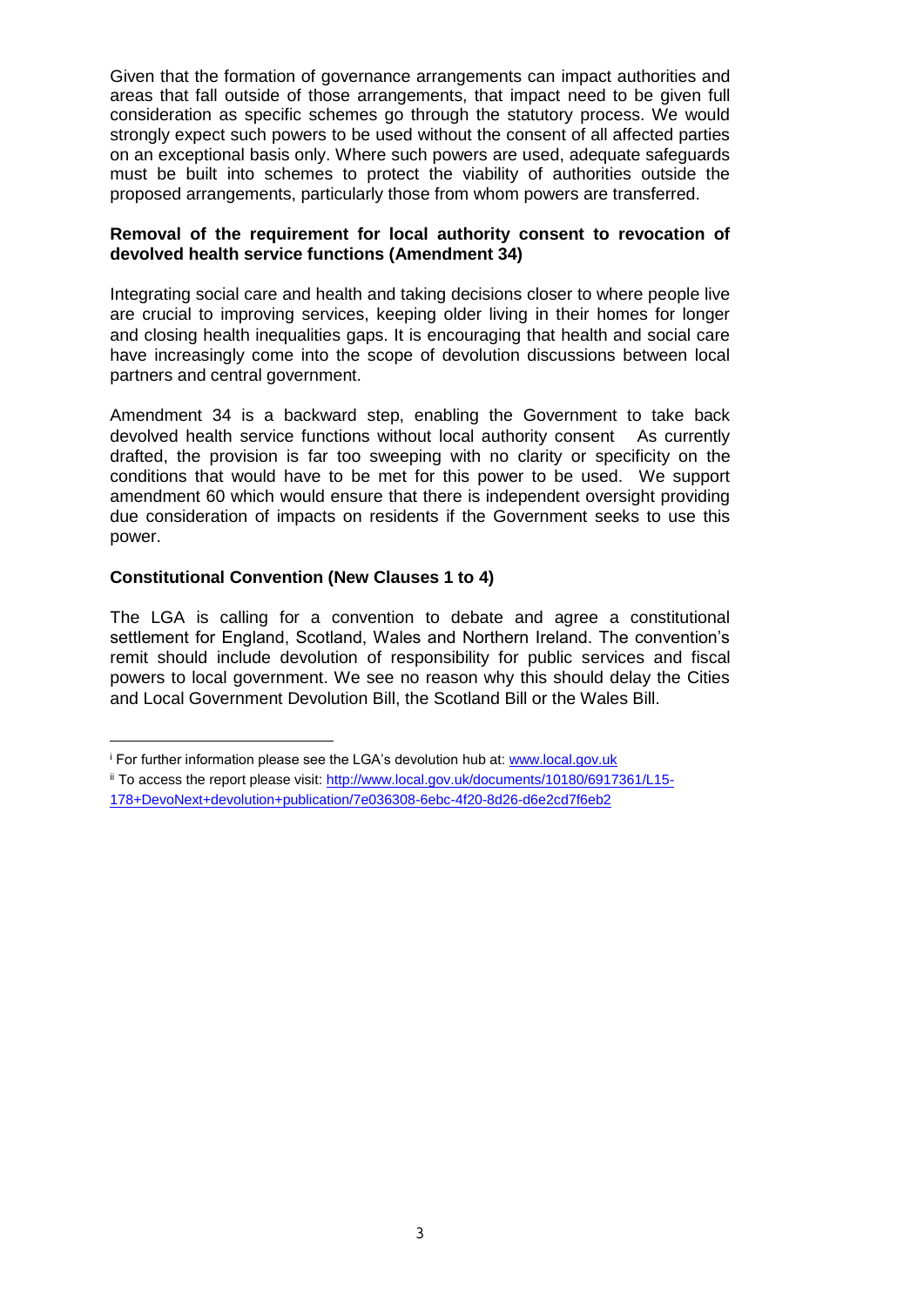Given that the formation of governance arrangements can impact authorities and areas that fall outside of those arrangements, that impact need to be given full consideration as specific schemes go through the statutory process. We would strongly expect such powers to be used without the consent of all affected parties on an exceptional basis only. Where such powers are used, adequate safeguards must be built into schemes to protect the viability of authorities outside the proposed arrangements, particularly those from whom powers are transferred.

**Removal of the requirement for local authority consent to revocation of devolved health service functions (Amendment 34)**

Integrating social care and health and taking decisions closer to where people live are crucial to improving services, keeping older living in their homes for longer and closing health inequalities gaps. It is encouraging that health and social care have increasingly come into the scope of devolution discussions between local partners and central government.

Amendment 34 is a backward step, enabling the Government to take back devolved health service functions without local authority consent As currently drafted, the provision is far too sweeping with no clarity or specificity on the conditions that would have to be met for this power to be used. We support amendment 60 which would ensure that there is independent oversight providing due consideration of impacts on residents if the Government seeks to use this power.

**Constitutional Convention (New Clauses 1 to 4)**

The LGA is calling for a convention to debate and agree a constitutional settlement for England, Scotland, Wales and Northern Ireland. The convention's remit should include devolution of responsibility for public services and fiscal powers to local government. We see no reason why this should delay the Cities and Local Government Devolution Bill, the Scotland Bill or the Wales Bill.

---

[i] For further information please see the LGA's devolution hub at: www.local.gov.uk

[ii] To access the report please visit: http://www.local.gov.uk/documents/10180/6917361/L15-178+DevoNext+devolution+publication/7e036308-6ebc-4f20-8d26-d6e2cd7f6eb2